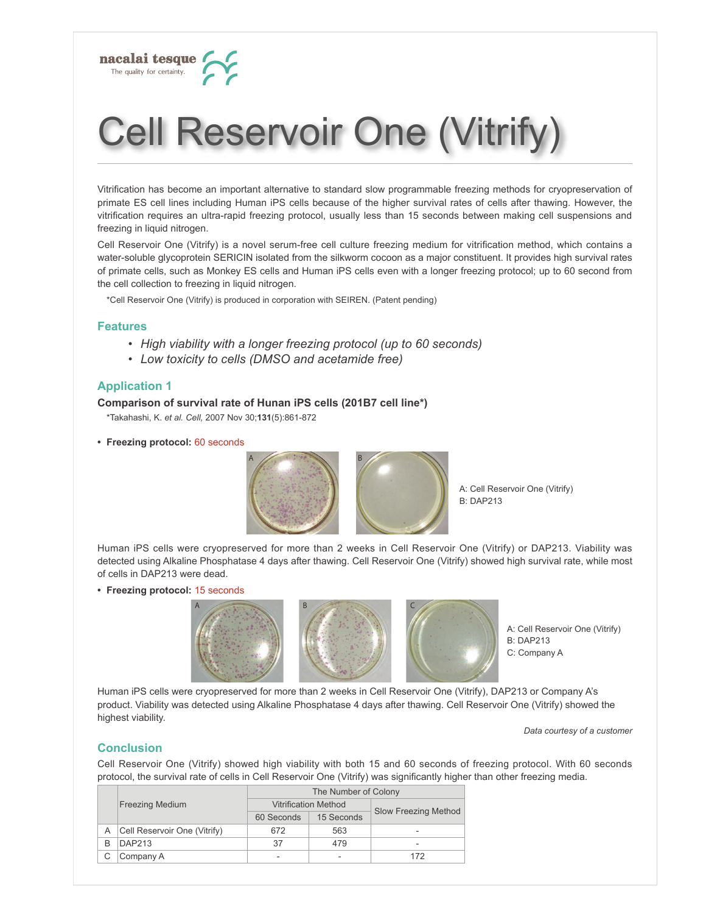nacalai tesque
The quality for certainty.

# Cell Reservoir One (Vitrify)

Vitrification has become an important alternative to standard slow programmable freezing methods for cryopreservation of primate ES cell lines including Human iPS cells because of the higher survival rates of cells after thawing. However, the vitrification requires an ultra-rapid freezing protocol, usually less than 15 seconds between making cell suspensions and freezing in liquid nitrogen.

Cell Reservoir One (Vitrify) is a novel serum-free cell culture freezing medium for vitrification method, which contains a water-soluble glycoprotein SERICIN isolated from the silkworm cocoon as a major constituent. It provides high survival rates of primate cells, such as Monkey ES cells and Human iPS cells even with a longer freezing protocol; up to 60 second from the cell collection to freezing in liquid nitrogen.

*Cell Reservoir One (Vitrify) is produced in corporation with SEIREN. (Patent pending)

## Features

- *High viability with a longer freezing protocol (up to 60 seconds)*
- *Low toxicity to cells (DMSO and acetamide free)*

## Application 1

**Comparison of survival rate of Hunan iPS cells (201B7 cell line*)**

*Takahashi, K. *et al. Cell,* 2007 Nov 30;**131**(5):861-872

- **Freezing protocol:** 60 seconds

A: Cell Reservoir One (Vitrify)
B: DAP213

Human iPS cells were cryopreserved for more than 2 weeks in Cell Reservoir One (Vitrify) or DAP213. Viability was detected using Alkaline Phosphatase 4 days after thawing. Cell Reservoir One (Vitrify) showed high survival rate, while most of cells in DAP213 were dead.

- **Freezing protocol:** 15 seconds

A: Cell Reservoir One (Vitrify)
B: DAP213
C: Company A

Human iPS cells were cryopreserved for more than 2 weeks in Cell Reservoir One (Vitrify), DAP213 or Company A's product. Viability was detected using Alkaline Phosphatase 4 days after thawing. Cell Reservoir One (Vitrify) showed the highest viability.

*Data courtesy of a customer*

## Conclusion

Cell Reservoir One (Vitrify) showed high viability with both 15 and 60 seconds of freezing protocol. With 60 seconds protocol, the survival rate of cells in Cell Reservoir One (Vitrify) was significantly higher than other freezing media.

| | Freezing Medium | The Number of Colony | | |
|---|---|---|---|---|
| | | Vitrification Method | | Slow Freezing Method |
| | | 60 Seconds | 15 Seconds | |
| A | Cell Reservoir One (Vitrify) | 672 | 563 | - |
| B | DAP213 | 37 | 479 | - |
| C | Company A | - | - | 172 |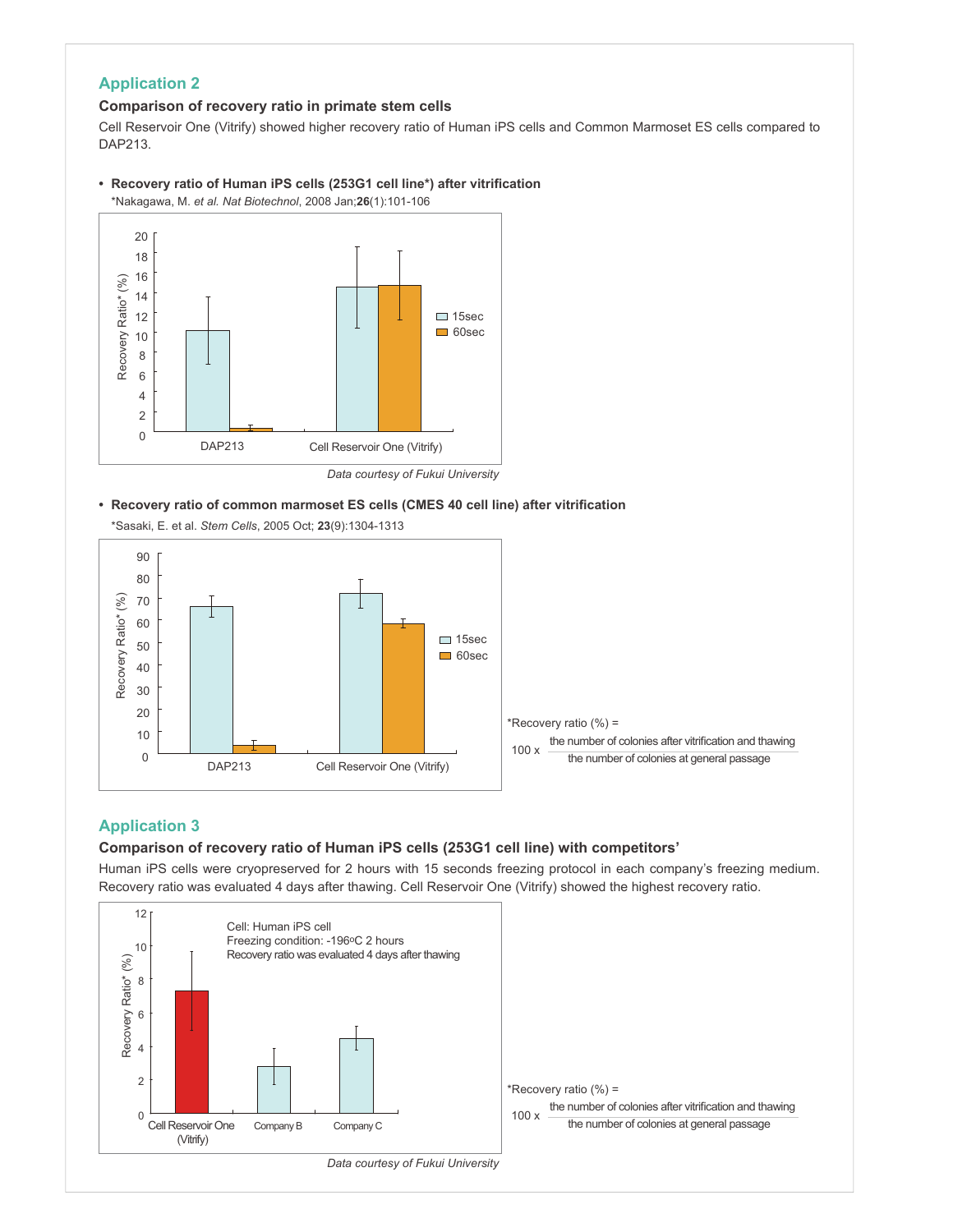## Application 2

### Comparison of recovery ratio in primate stem cells

Cell Reservoir One (Vitrify) showed higher recovery ratio of Human iPS cells and Common Marmoset ES cells compared to DAP213.

- **Recovery ratio of Human iPS cells (253G1 cell line*) after vitrification**

  *Nakagawa, M. *et al. Nat Biotechnol*, 2008 Jan;**26**(1):101-106

*Data courtesy of Fukui University*

- **Recovery ratio of common marmoset ES cells (CMES 40 cell line) after vitrification**

  *Sasaki, E. et al. *Stem Cells*, 2005 Oct; **23**(9):1304-1313

*Recovery ratio (%) = 

$$100 \times \frac{\text{the number of colonies after vitrification and thawing}}{\text{the number of colonies at general passage}}$$

## Application 3

### Comparison of recovery ratio of Human iPS cells (253G1 cell line) with competitors'

Human iPS cells were cryopreserved for 2 hours with 15 seconds freezing protocol in each company's freezing medium. Recovery ratio was evaluated 4 days after thawing. Cell Reservoir One (Vitrify) showed the highest recovery ratio.

*Recovery ratio (%) = 

$$100 \times \frac{\text{the number of colonies after vitrification and thawing}}{\text{the number of colonies at general passage}}$$

*Data courtesy of Fukui University*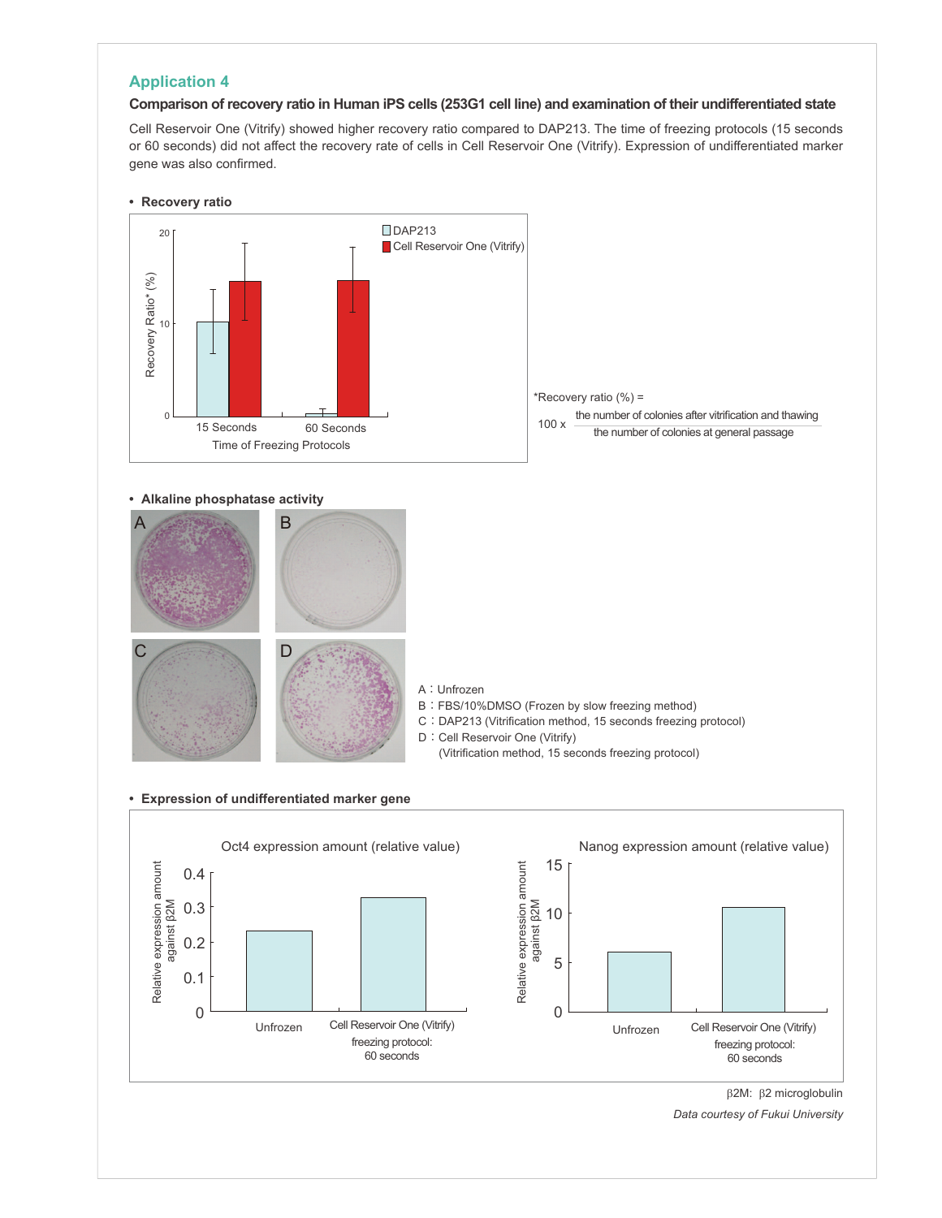## Application 4

### Comparison of recovery ratio in Human iPS cells (253G1 cell line) and examination of their undifferentiated state

Cell Reservoir One (Vitrify) showed higher recovery ratio compared to DAP213. The time of freezing protocols (15 seconds or 60 seconds) did not affect the recovery rate of cells in Cell Reservoir One (Vitrify). Expression of undifferentiated marker gene was also confirmed.

- **Recovery ratio**

*Recovery ratio (%) =

$$100 \times \frac{\text{the number of colonies after vitrification and thawing}}{\text{the number of colonies at general passage}}$$

- **Alkaline phosphatase activity**

A：Unfrozen
B：FBS/10%DMSO (Frozen by slow freezing method)
C：DAP213 (Vitrification method, 15 seconds freezing protocol)
D：Cell Reservoir One (Vitrify)
(Vitrification method, 15 seconds freezing protocol)

- **Expression of undifferentiated marker gene**

β2M: β2 microglobulin

*Data courtesy of Fukui University*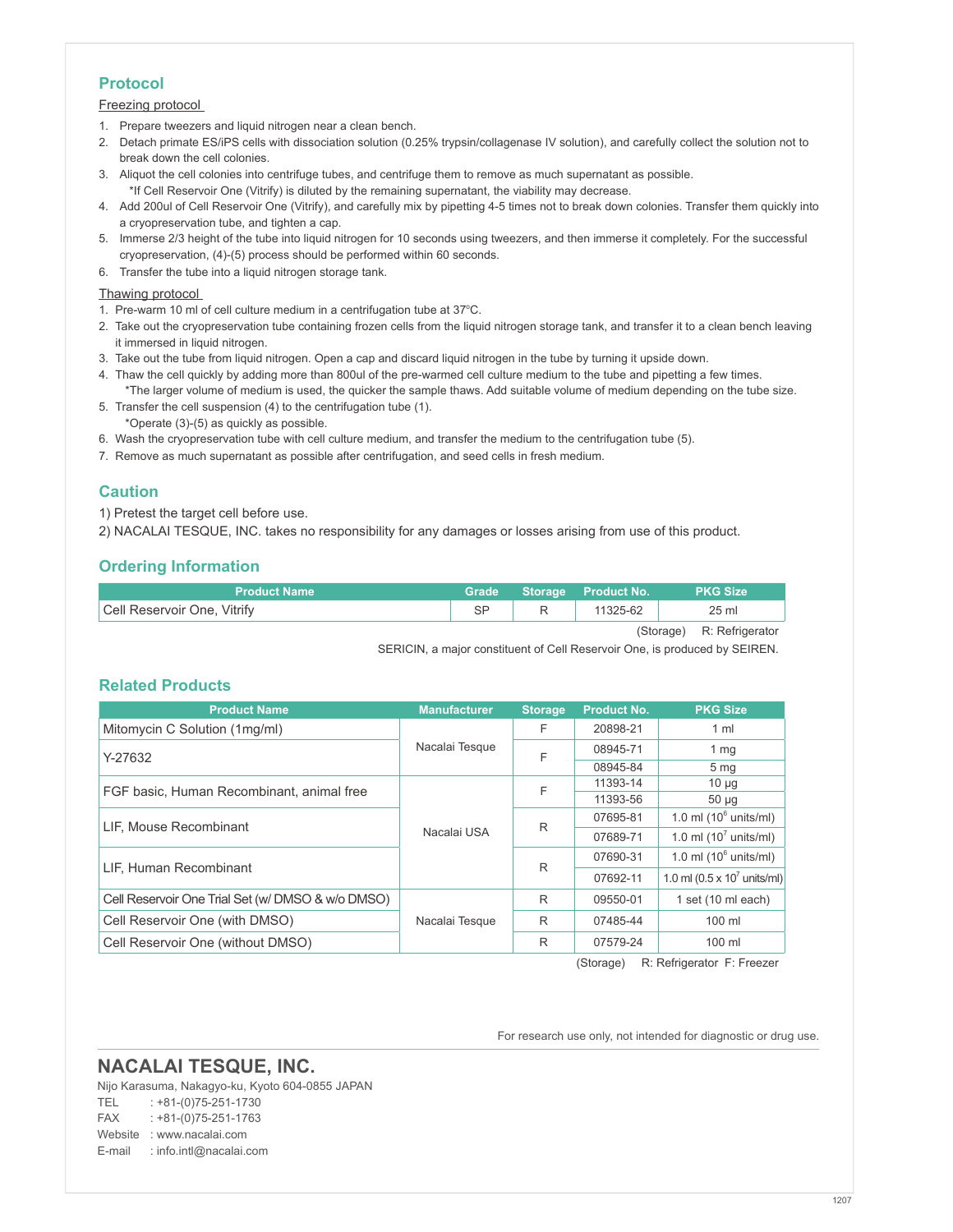## Protocol

Freezing protocol

1. Prepare tweezers and liquid nitrogen near a clean bench.
2. Detach primate ES/iPS cells with dissociation solution (0.25% trypsin/collagenase IV solution), and carefully collect the solution not to break down the cell colonies.
3. Aliquot the cell colonies into centrifuge tubes, and centrifuge them to remove as much supernatant as possible.
   *If Cell Reservoir One (Vitrify) is diluted by the remaining supernatant, the viability may decrease.
4. Add 200ul of Cell Reservoir One (Vitrify), and carefully mix by pipetting 4-5 times not to break down colonies. Transfer them quickly into a cryopreservation tube, and tighten a cap.
5. Immerse 2/3 height of the tube into liquid nitrogen for 10 seconds using tweezers, and then immerse it completely. For the successful cryopreservation, (4)-(5) process should be performed within 60 seconds.
6. Transfer the tube into a liquid nitrogen storage tank.

Thawing protocol

1. Pre-warm 10 ml of cell culture medium in a centrifugation tube at 37°C.
2. Take out the cryopreservation tube containing frozen cells from the liquid nitrogen storage tank, and transfer it to a clean bench leaving it immersed in liquid nitrogen.
3. Take out the tube from liquid nitrogen. Open a cap and discard liquid nitrogen in the tube by turning it upside down.
4. Thaw the cell quickly by adding more than 800ul of the pre-warmed cell culture medium to the tube and pipetting a few times.
   *The larger volume of medium is used, the quicker the sample thaws. Add suitable volume of medium depending on the tube size.
5. Transfer the cell suspension (4) to the centrifugation tube (1).
   *Operate (3)-(5) as quickly as possible.
6. Wash the cryopreservation tube with cell culture medium, and transfer the medium to the centrifugation tube (5).
7. Remove as much supernatant as possible after centrifugation, and seed cells in fresh medium.

## Caution

1) Pretest the target cell before use.
2) NACALAI TESQUE, INC. takes no responsibility for any damages or losses arising from use of this product.

## Ordering Information

| Product Name | Grade | Storage | Product No. | PKG Size |
| --- | --- | --- | --- | --- |
| Cell Reservoir One, Vitrify | SP | R | 11325-62 | 25 ml |

(Storage) R: Refrigerator

SERICIN, a major constituent of Cell Reservoir One, is produced by SEIREN.

## Related Products

| Product Name | Manufacturer | Storage | Product No. | PKG Size |
| --- | --- | --- | --- | --- |
| Mitomycin C Solution (1mg/ml) | Nacalai Tesque | F | 20898-21 | 1 ml |
| Y-27632 | Nacalai Tesque | F | 08945-71 | 1 mg |
| | | | 08945-84 | 5 mg |
| FGF basic, Human Recombinant, animal free | Nacalai USA | F | 11393-14 | 10 µg |
| | | | 11393-56 | 50 µg |
| LIF, Mouse Recombinant | Nacalai USA | R | 07695-81 | 1.0 ml ($10^6$ units/ml) |
| | | | 07689-71 | 1.0 ml ($10^7$ units/ml) |
| LIF, Human Recombinant | Nacalai USA | R | 07690-31 | 1.0 ml ($10^6$ units/ml) |
| | | | 07692-11 | 1.0 ml ($0.5 \times 10^7$ units/ml) |
| Cell Reservoir One Trial Set (w/ DMSO & w/o DMSO) | Nacalai Tesque | R | 09550-01 | 1 set (10 ml each) |
| Cell Reservoir One (with DMSO) | Nacalai Tesque | R | 07485-44 | 100 ml |
| Cell Reservoir One (without DMSO) | Nacalai Tesque | R | 07579-24 | 100 ml |

(Storage) R: Refrigerator F: Freezer

For research use only, not intended for diagnostic or drug use.

## NACALAI TESQUE, INC.

Nijo Karasuma, Nakagyo-ku, Kyoto 604-0855 JAPAN
TEL : +81-(0)75-251-1730
FAX : +81-(0)75-251-1763
Website : www.nacalai.com
E-mail : info.intl@nacalai.com

1207